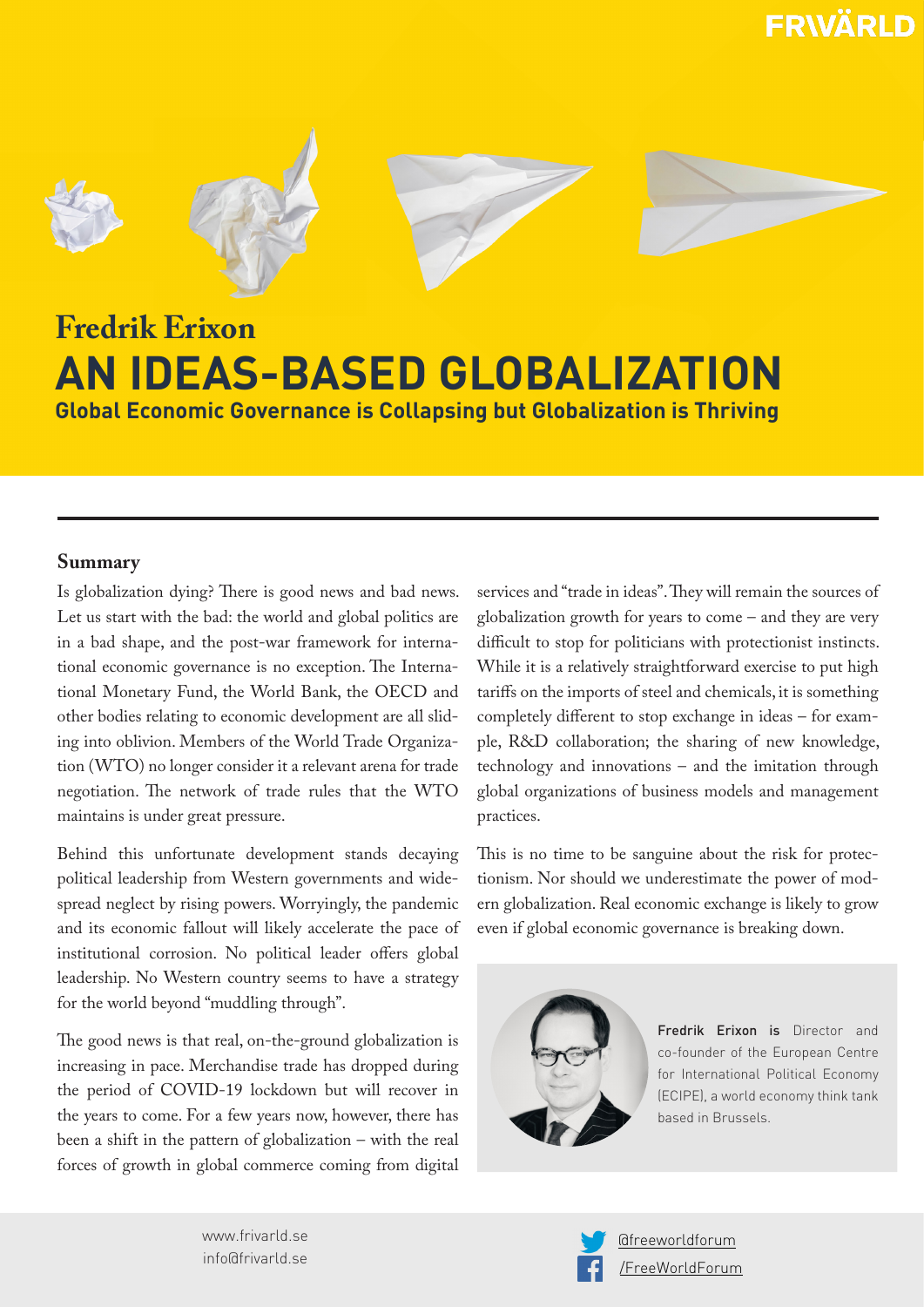Fredrik Erixon

# AN IDEAS-BASED GLOBALIZATION

## Global Economic Governance is Collapsing but Globalization is Thriving

### Summary

Is globalization dying? There is good news and bad news. Let us start with the bad: the world and global politics are in a bad shape, and the post-war framework for international economic governance is no exception. The International Monetary Fund, the World Bank, the OECD and other bodies relating to economic development are all sliding into oblivion. Members of the World Trade Organization (WTO) no longer consider it a relevant arena for trade negotiation. The network of trade rules that the WTO maintains is under great pressure.

Behind this unfortunate development stands decaying political leadership from Western governments and widespread neglect by rising powers. Worryingly, the pandemic and its economic fallout will likely accelerate the pace of institutional corrosion. No political leader offers global leadership. No Western country seems to have a strategy for the world beyond "muddling through".

The good news is that real, on-the-ground globalization is increasing in pace. Merchandise trade has dropped during the period of COVID-19 lockdown but will recover in the years to come. For a few years now, however, there has been a shift in the pattern of globalization – with the real forces of growth in global commerce coming from digital services and "trade in ideas". They will remain the sources of globalization growth for years to come – and they are very difficult to stop for politicians with protectionist instincts. While it is a relatively straightforward exercise to put high tariffs on the imports of steel and chemicals, it is something completely different to stop exchange in ideas – for example, R&D collaboration; the sharing of new knowledge, technology and innovations – and the imitation through global organizations of business models and management practices.

This is no time to be sanguine about the risk for protectionism. Nor should we underestimate the power of modern globalization. Real economic exchange is likely to grow even if global economic governance is breaking down.

**Fredrik Erixon is** Director and co-founder of the European Centre for International Political Economy (ECIPE), a world economy think tank based in Brussels.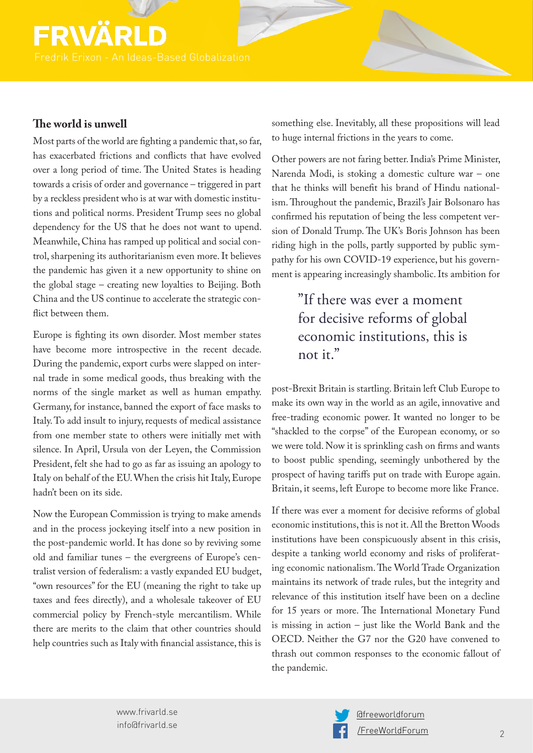## The world is unwell

Most parts of the world are fighting a pandemic that, so far, has exacerbated frictions and conflicts that have evolved over a long period of time. The United States is heading towards a crisis of order and governance – triggered in part by a reckless president who is at war with domestic institutions and political norms. President Trump sees no global dependency for the US that he does not want to upend. Meanwhile, China has ramped up political and social control, sharpening its authoritarianism even more. It believes the pandemic has given it a new opportunity to shine on the global stage – creating new loyalties to Beijing. Both China and the US continue to accelerate the strategic conflict between them.

Europe is fighting its own disorder. Most member states have become more introspective in the recent decade. During the pandemic, export curbs were slapped on internal trade in some medical goods, thus breaking with the norms of the single market as well as human empathy. Germany, for instance, banned the export of face masks to Italy. To add insult to injury, requests of medical assistance from one member state to others were initially met with silence. In April, Ursula von der Leyen, the Commission President, felt she had to go as far as issuing an apology to Italy on behalf of the EU. When the crisis hit Italy, Europe hadn't been on its side.

Now the European Commission is trying to make amends and in the process jockeying itself into a new position in the post-pandemic world. It has done so by reviving some old and familiar tunes – the evergreens of Europe's centralist version of federalism: a vastly expanded EU budget, "own resources" for the EU (meaning the right to take up taxes and fees directly), and a wholesale takeover of EU commercial policy by French-style mercantilism. While there are merits to the claim that other countries should help countries such as Italy with financial assistance, this is something else. Inevitably, all these propositions will lead to huge internal frictions in the years to come.

Other powers are not faring better. India's Prime Minister, Narenda Modi, is stoking a domestic culture war – one that he thinks will benefit his brand of Hindu nationalism. Throughout the pandemic, Brazil's Jair Bolsonaro has confirmed his reputation of being the less competent version of Donald Trump. The UK's Boris Johnson has been riding high in the polls, partly supported by public sympathy for his own COVID-19 experience, but his government is appearing increasingly shambolic. Its ambition for post-Brexit Britain is startling. Britain left Club Europe to make its own way in the world as an agile, innovative and free-trading economic power. It wanted no longer to be "shackled to the corpse" of the European economy, or so we were told. Now it is sprinkling cash on firms and wants to boost public spending, seemingly unbothered by the prospect of having tariffs put on trade with Europe again. Britain, it seems, left Europe to become more like France.

> "If there was ever a moment for decisive reforms of global economic institutions, this is not it."

If there was ever a moment for decisive reforms of global economic institutions, this is not it. All the Bretton Woods institutions have been conspicuously absent in this crisis, despite a tanking world economy and risks of proliferating economic nationalism. The World Trade Organization maintains its network of trade rules, but the integrity and relevance of this institution itself have been on a decline for 15 years or more. The International Monetary Fund is missing in action – just like the World Bank and the OECD. Neither the G7 nor the G20 have convened to thrash out common responses to the economic fallout of the pandemic.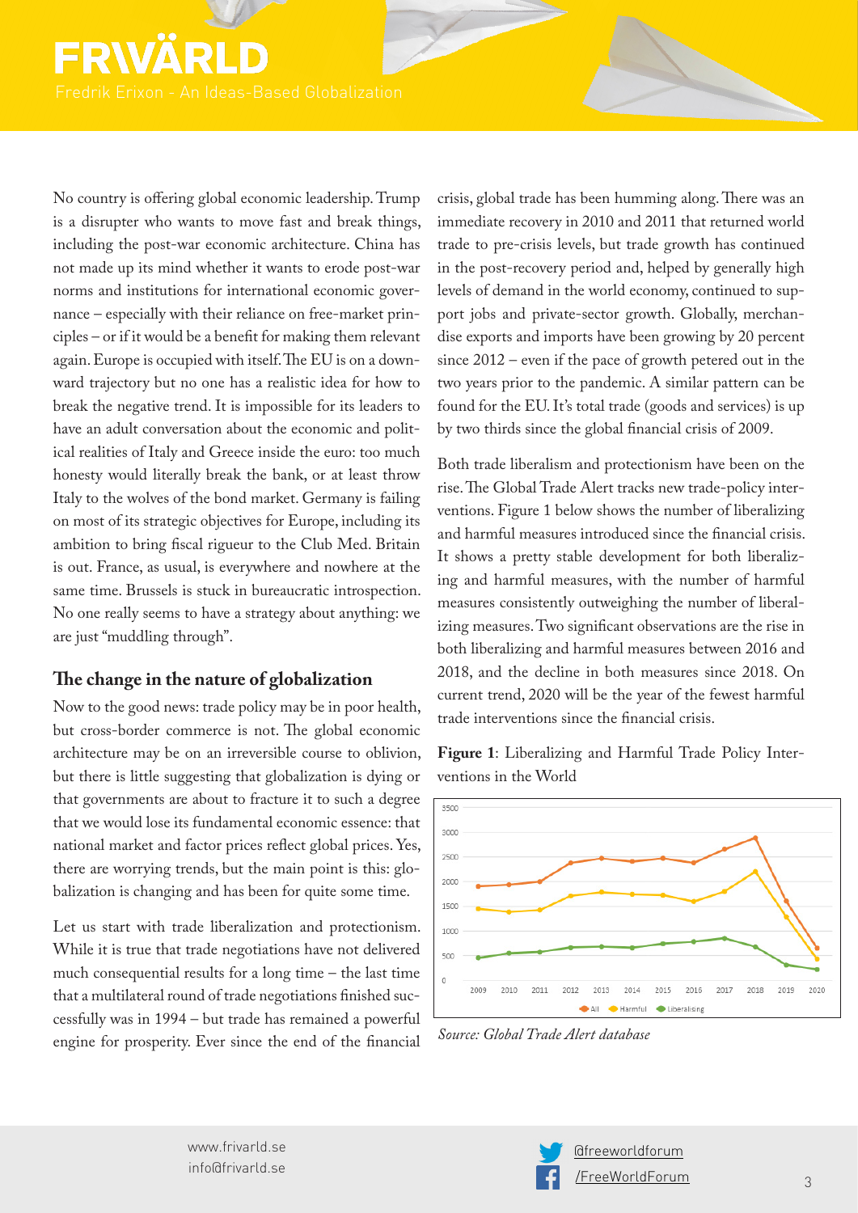No country is offering global economic leadership. Trump is a disrupter who wants to move fast and break things, including the post-war economic architecture. China has not made up its mind whether it wants to erode post-war norms and institutions for international economic governance – especially with their reliance on free-market principles – or if it would be a benefit for making them relevant again. Europe is occupied with itself. The EU is on a downward trajectory but no one has a realistic idea for how to break the negative trend. It is impossible for its leaders to have an adult conversation about the economic and political realities of Italy and Greece inside the euro: too much honesty would literally break the bank, or at least throw Italy to the wolves of the bond market. Germany is failing on most of its strategic objectives for Europe, including its ambition to bring fiscal rigueur to the Club Med. Britain is out. France, as usual, is everywhere and nowhere at the same time. Brussels is stuck in bureaucratic introspection. No one really seems to have a strategy about anything: we are just "muddling through".

## The change in the nature of globalization

Now to the good news: trade policy may be in poor health, but cross-border commerce is not. The global economic architecture may be on an irreversible course to oblivion, but there is little suggesting that globalization is dying or that governments are about to fracture it to such a degree that we would lose its fundamental economic essence: that national market and factor prices reflect global prices. Yes, there are worrying trends, but the main point is this: globalization is changing and has been for quite some time.

Let us start with trade liberalization and protectionism. While it is true that trade negotiations have not delivered much consequential results for a long time – the last time that a multilateral round of trade negotiations finished successfully was in 1994 – but trade has remained a powerful engine for prosperity. Ever since the end of the financial crisis, global trade has been humming along. There was an immediate recovery in 2010 and 2011 that returned world trade to pre-crisis levels, but trade growth has continued in the post-recovery period and, helped by generally high levels of demand in the world economy, continued to support jobs and private-sector growth. Globally, merchandise exports and imports have been growing by 20 percent since 2012 – even if the pace of growth petered out in the two years prior to the pandemic. A similar pattern can be found for the EU. It's total trade (goods and services) is up by two thirds since the global financial crisis of 2009.

Both trade liberalism and protectionism have been on the rise. The Global Trade Alert tracks new trade-policy interventions. Figure 1 below shows the number of liberalizing and harmful measures introduced since the financial crisis. It shows a pretty stable development for both liberalizing and harmful measures, with the number of harmful measures consistently outweighing the number of liberalizing measures. Two significant observations are the rise in both liberalizing and harmful measures between 2016 and 2018, and the decline in both measures since 2018. On current trend, 2020 will be the year of the fewest harmful trade interventions since the financial crisis.

**Figure 1**: Liberalizing and Harmful Trade Policy Interventions in the World

*Source: Global Trade Alert database*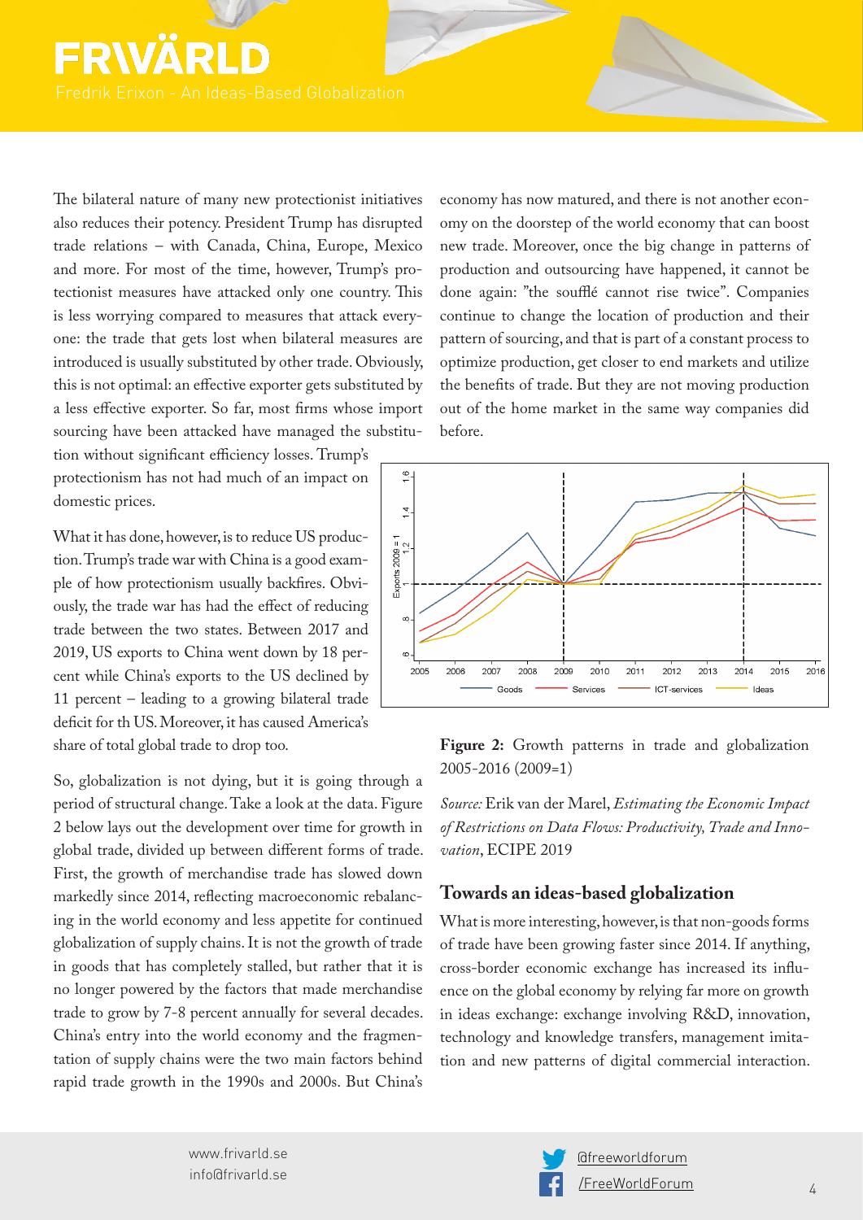The bilateral nature of many new protectionist initiatives also reduces their potency. President Trump has disrupted trade relations – with Canada, China, Europe, Mexico and more. For most of the time, however, Trump's protectionist measures have attacked only one country. This is less worrying compared to measures that attack everyone: the trade that gets lost when bilateral measures are introduced is usually substituted by other trade. Obviously, this is not optimal: an effective exporter gets substituted by a less effective exporter. So far, most firms whose import sourcing have been attacked have managed the substitution without significant efficiency losses. Trump's protectionism has not had much of an impact on domestic prices.

What it has done, however, is to reduce US production. Trump's trade war with China is a good example of how protectionism usually backfires. Obviously, the trade war has had the effect of reducing trade between the two states. Between 2017 and 2019, US exports to China went down by 18 percent while China's exports to the US declined by 11 percent – leading to a growing bilateral trade deficit for th US. Moreover, it has caused America's share of total global trade to drop too.

So, globalization is not dying, but it is going through a period of structural change. Take a look at the data. Figure 2 below lays out the development over time for growth in global trade, divided up between different forms of trade. First, the growth of merchandise trade has slowed down markedly since 2014, reflecting macroeconomic rebalancing in the world economy and less appetite for continued globalization of supply chains. It is not the growth of trade in goods that has completely stalled, but rather that it is no longer powered by the factors that made merchandise trade to grow by 7-8 percent annually for several decades. China's entry into the world economy and the fragmentation of supply chains were the two main factors behind rapid trade growth in the 1990s and 2000s. But China's economy has now matured, and there is not another economy on the doorstep of the world economy that can boost new trade. Moreover, once the big change in patterns of production and outsourcing have happened, it cannot be done again: "the soufflé cannot rise twice". Companies continue to change the location of production and their pattern of sourcing, and that is part of a constant process to optimize production, get closer to end markets and utilize the benefits of trade. But they are not moving production out of the home market in the same way companies did before.

**Figure 2:** Growth patterns in trade and globalization 2005-2016 (2009=1)

*Source:* Erik van der Marel, *Estimating the Economic Impact of Restrictions on Data Flows: Productivity, Trade and Innovation*, ECIPE 2019

## Towards an ideas-based globalization

What is more interesting, however, is that non-goods forms of trade have been growing faster since 2014. If anything, cross-border economic exchange has increased its influence on the global economy by relying far more on growth in ideas exchange: exchange involving R&D, innovation, technology and knowledge transfers, management imitation and new patterns of digital commercial interaction.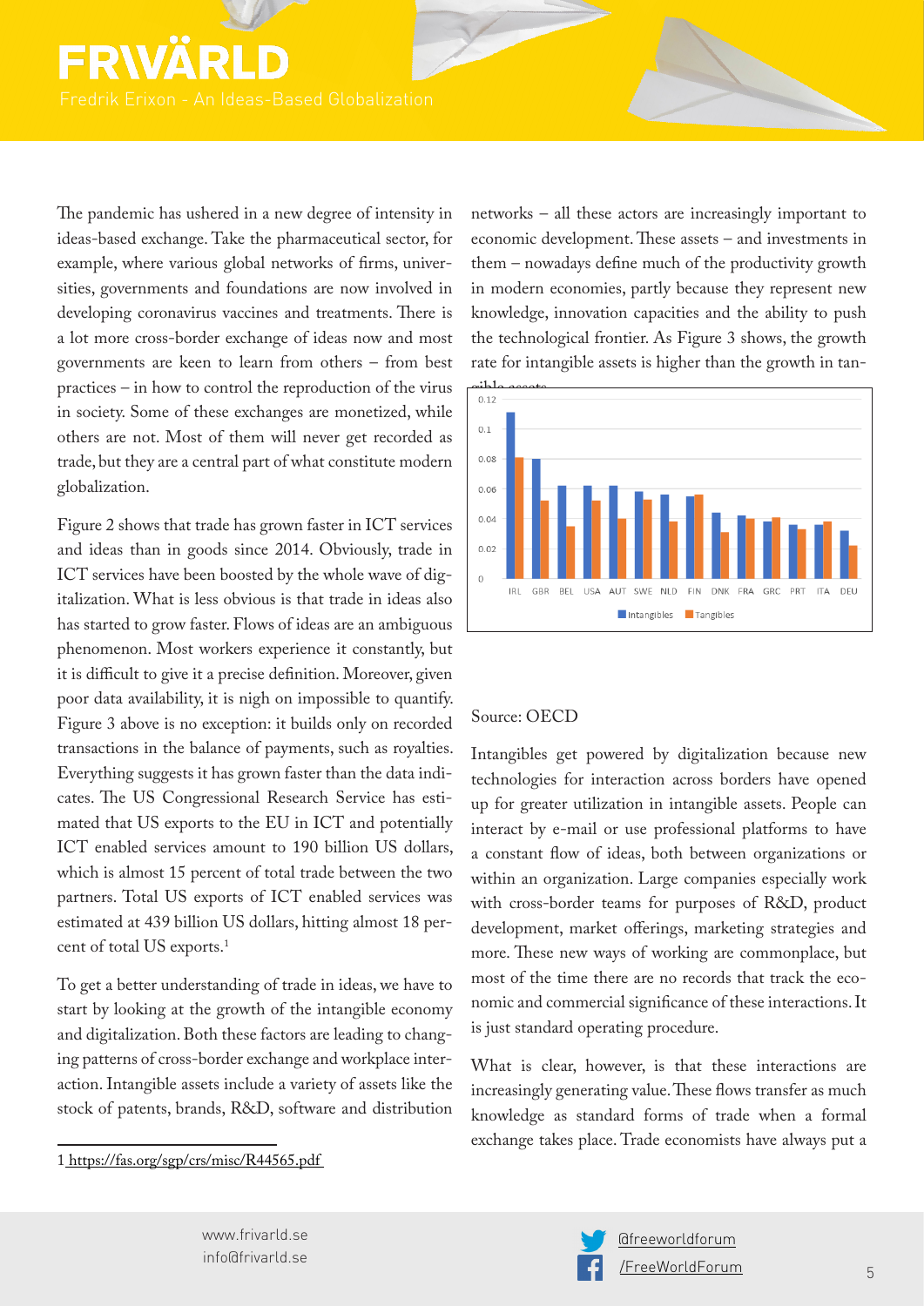The pandemic has ushered in a new degree of intensity in ideas-based exchange. Take the pharmaceutical sector, for example, where various global networks of firms, universities, governments and foundations are now involved in developing coronavirus vaccines and treatments. There is a lot more cross-border exchange of ideas now and most governments are keen to learn from others – from best practices – in how to control the reproduction of the virus in society. Some of these exchanges are monetized, while others are not. Most of them will never get recorded as trade, but they are a central part of what constitute modern globalization.

Figure 2 shows that trade has grown faster in ICT services and ideas than in goods since 2014. Obviously, trade in ICT services have been boosted by the whole wave of digitalization. What is less obvious is that trade in ideas also has started to grow faster. Flows of ideas are an ambiguous phenomenon. Most workers experience it constantly, but it is difficult to give it a precise definition. Moreover, given poor data availability, it is nigh on impossible to quantify. Figure 3 above is no exception: it builds only on recorded transactions in the balance of payments, such as royalties. Everything suggests it has grown faster than the data indicates. The US Congressional Research Service has estimated that US exports to the EU in ICT and potentially ICT enabled services amount to 190 billion US dollars, which is almost 15 percent of total trade between the two partners. Total US exports of ICT enabled services was estimated at 439 billion US dollars, hitting almost 18 percent of total US exports.[1]

To get a better understanding of trade in ideas, we have to start by looking at the growth of the intangible economy and digitalization. Both these factors are leading to changing patterns of cross-border exchange and workplace interaction. Intangible assets include a variety of assets like the stock of patents, brands, R&D, software and distribution networks – all these actors are increasingly important to economic development. These assets – and investments in them – nowadays define much of the productivity growth in modern economies, partly because they represent new knowledge, innovation capacities and the ability to push the technological frontier. As Figure 3 shows, the growth rate for intangible assets is higher than the growth in tangible assets.

Source: OECD

Intangibles get powered by digitalization because new technologies for interaction across borders have opened up for greater utilization in intangible assets. People can interact by e-mail or use professional platforms to have a constant flow of ideas, both between organizations or within an organization. Large companies especially work with cross-border teams for purposes of R&D, product development, market offerings, marketing strategies and more. These new ways of working are commonplace, but most of the time there are no records that track the economic and commercial significance of these interactions. It is just standard operating procedure.

What is clear, however, is that these interactions are increasingly generating value. These flows transfer as much knowledge as standard forms of trade when a formal exchange takes place. Trade economists have always put a

1 https://fas.org/sgp/crs/misc/R44565.pdf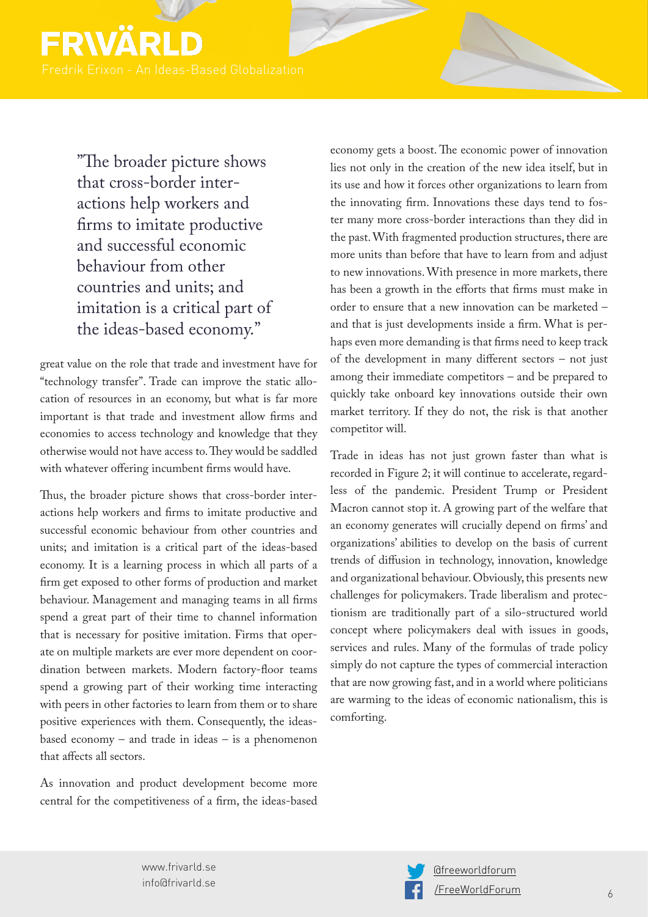> "The broader picture shows that cross-border interactions help workers and firms to imitate productive and successful economic behaviour from other countries and units; and imitation is a critical part of the ideas-based economy."

great value on the role that trade and investment have for "technology transfer". Trade can improve the static allocation of resources in an economy, but what is far more important is that trade and investment allow firms and economies to access technology and knowledge that they otherwise would not have access to. They would be saddled with whatever offering incumbent firms would have.

Thus, the broader picture shows that cross-border interactions help workers and firms to imitate productive and successful economic behaviour from other countries and units; and imitation is a critical part of the ideas-based economy. It is a learning process in which all parts of a firm get exposed to other forms of production and market behaviour. Management and managing teams in all firms spend a great part of their time to channel information that is necessary for positive imitation. Firms that operate on multiple markets are ever more dependent on coordination between markets. Modern factory-floor teams spend a growing part of their working time interacting with peers in other factories to learn from them or to share positive experiences with them. Consequently, the ideas-based economy – and trade in ideas – is a phenomenon that affects all sectors.

As innovation and product development become more central for the competitiveness of a firm, the ideas-based economy gets a boost. The economic power of innovation lies not only in the creation of the new idea itself, but in its use and how it forces other organizations to learn from the innovating firm. Innovations these days tend to foster many more cross-border interactions than they did in the past. With fragmented production structures, there are more units than before that have to learn from and adjust to new innovations. With presence in more markets, there has been a growth in the efforts that firms must make in order to ensure that a new innovation can be marketed – and that is just developments inside a firm. What is perhaps even more demanding is that firms need to keep track of the development in many different sectors – not just among their immediate competitors – and be prepared to quickly take onboard key innovations outside their own market territory. If they do not, the risk is that another competitor will.

Trade in ideas has not just grown faster than what is recorded in Figure 2; it will continue to accelerate, regardless of the pandemic. President Trump or President Macron cannot stop it. A growing part of the welfare that an economy generates will crucially depend on firms' and organizations' abilities to develop on the basis of current trends of diffusion in technology, innovation, knowledge and organizational behaviour. Obviously, this presents new challenges for policymakers. Trade liberalism and protectionism are traditionally part of a silo-structured world concept where policymakers deal with issues in goods, services and rules. Many of the formulas of trade policy simply do not capture the types of commercial interaction that are now growing fast, and in a world where politicians are warming to the ideas of economic nationalism, this is comforting.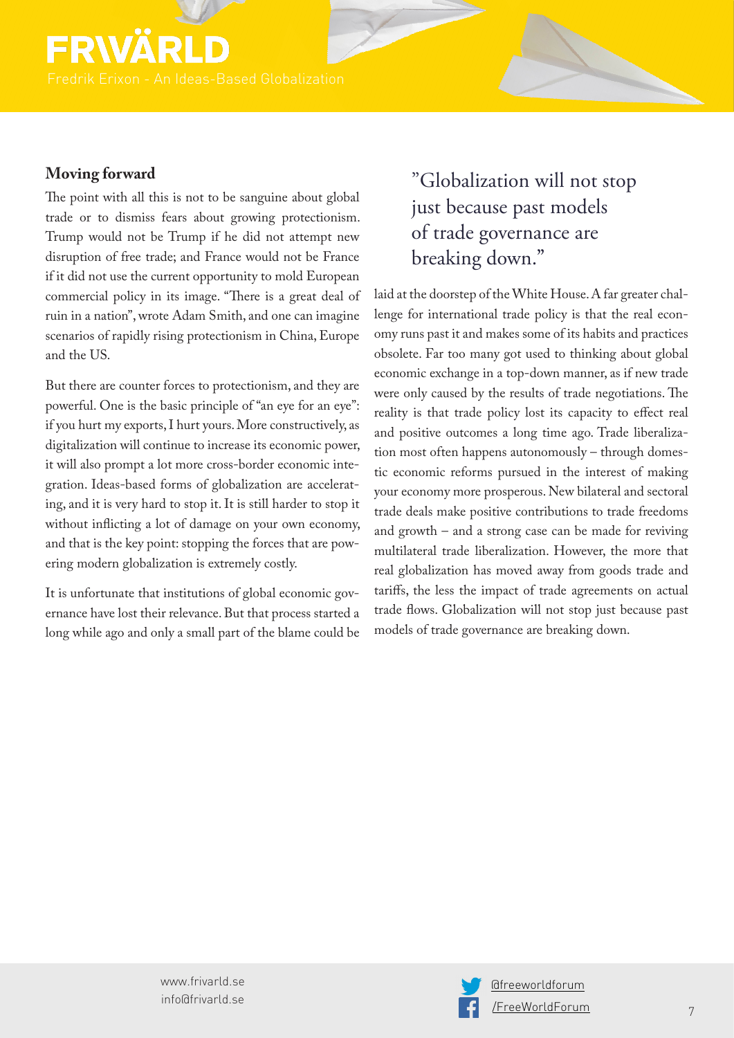## Moving forward

The point with all this is not to be sanguine about global trade or to dismiss fears about growing protectionism. Trump would not be Trump if he did not attempt new disruption of free trade; and France would not be France if it did not use the current opportunity to mold European commercial policy in its image. "There is a great deal of ruin in a nation", wrote Adam Smith, and one can imagine scenarios of rapidly rising protectionism in China, Europe and the US.

But there are counter forces to protectionism, and they are powerful. One is the basic principle of "an eye for an eye": if you hurt my exports, I hurt yours. More constructively, as digitalization will continue to increase its economic power, it will also prompt a lot more cross-border economic integration. Ideas-based forms of globalization are accelerating, and it is very hard to stop it. It is still harder to stop it without inflicting a lot of damage on your own economy, and that is the key point: stopping the forces that are powering modern globalization is extremely costly.

It is unfortunate that institutions of global economic governance have lost their relevance. But that process started a long while ago and only a small part of the blame could be laid at the doorstep of the White House. A far greater challenge for international trade policy is that the real economy runs past it and makes some of its habits and practices obsolete. Far too many got used to thinking about global economic exchange in a top-down manner, as if new trade were only caused by the results of trade negotiations. The reality is that trade policy lost its capacity to effect real and positive outcomes a long time ago. Trade liberalization most often happens autonomously – through domestic economic reforms pursued in the interest of making your economy more prosperous. New bilateral and sectoral trade deals make positive contributions to trade freedoms and growth – and a strong case can be made for reviving multilateral trade liberalization. However, the more that real globalization has moved away from goods trade and tariffs, the less the impact of trade agreements on actual trade flows. Globalization will not stop just because past models of trade governance are breaking down.

> "Globalization will not stop just because past models of trade governance are breaking down."

www.frivarld.se
info@frivarld.se

@freeworldforum
/FreeWorldForum